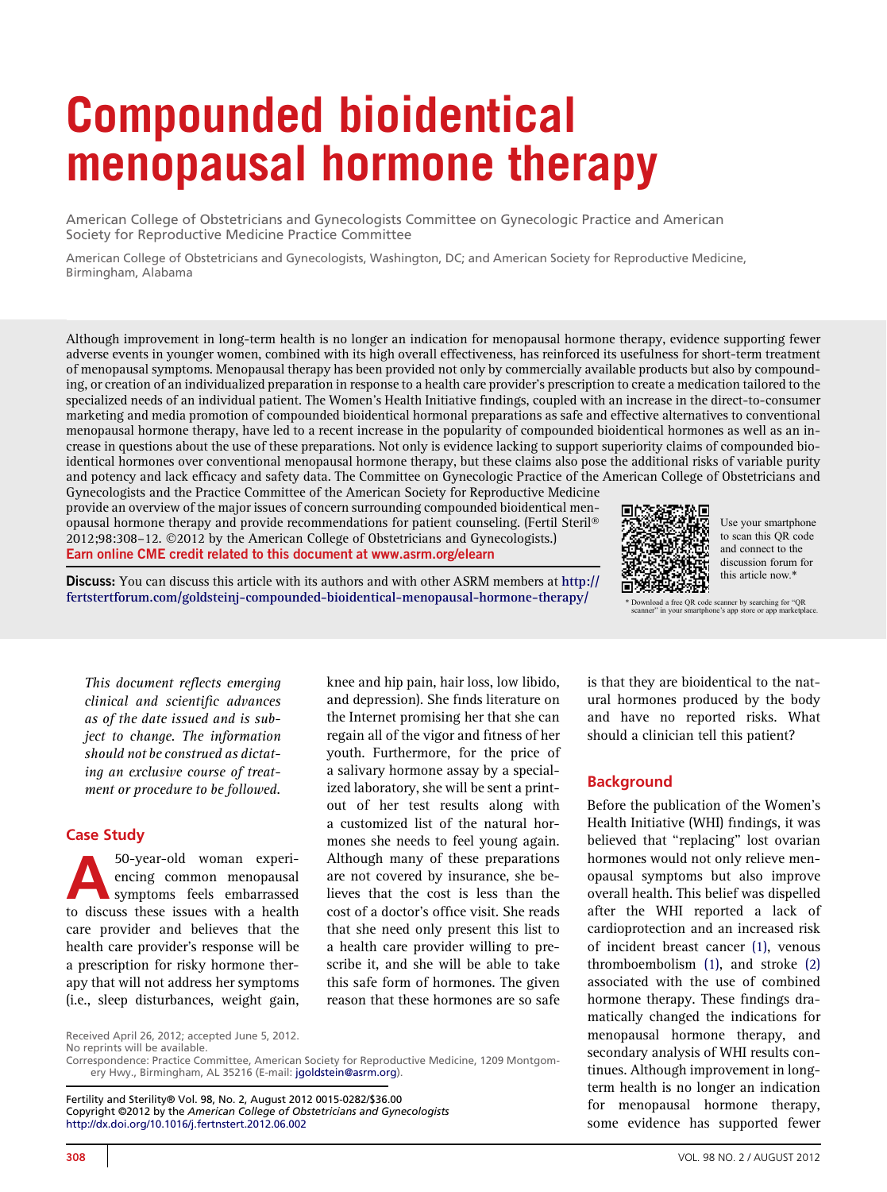# Compounded bioidentical menopausal hormone therapy

American College of Obstetricians and Gynecologists Committee on Gynecologic Practice and American Society for Reproductive Medicine Practice Committee

American College of Obstetricians and Gynecologists, Washington, DC; and American Society for Reproductive Medicine, Birmingham, Alabama

Although improvement in long-term health is no longer an indication for menopausal hormone therapy, evidence supporting fewer adverse events in younger women, combined with its high overall effectiveness, has reinforced its usefulness for short-term treatment of menopausal symptoms. Menopausal therapy has been provided not only by commercially available products but also by compounding, or creation of an individualized preparation in response to a health care provider's prescription to create a medication tailored to the specialized needs of an individual patient. The Women's Health Initiative findings, coupled with an increase in the direct-to-consumer marketing and media promotion of compounded bioidentical hormonal preparations as safe and effective alternatives to conventional menopausal hormone therapy, have led to a recent increase in the popularity of compounded bioidentical hormones as well as an increase in questions about the use of these preparations. Not only is evidence lacking to support superiority claims of compounded bioidentical hormones over conventional menopausal hormone therapy, but these claims also pose the additional risks of variable purity and potency and lack efficacy and safety data. The Committee on Gynecologic Practice of the American College of Obstetricians and Gynecologists and the Practice Committee of the American Society for Reproductive Medicine provide an overview of the major issues of concern surrounding compounded bioidentical menopausal hormone therapy and provide recommendations for patient counseling. (Fertil Steril® 2012;98:308–12. ©2012 by the American College of Obstetricians and Gynecologists.)

**Earn online CME credit related to this document at www.asrm.org/elearn**

**Discuss:** You can discuss this article with its authors and with other ASRM members at http://fertstertforum.com/goldsteinj-compounded-bioidentical-menopausal-hormone-therapy/

Use your smartphone to scan this QR code and connect to the discussion forum for this article now.*

\* Download a free QR code scanner by searching for "QR scanner" in your smartphone's app store or app marketplace.

*This document reflects emerging clinical and scientific advances as of the date issued and is subject to change. The information should not be construed as dictating an exclusive course of treatment or procedure to be followed.*

## Case Study

A 50-year-old woman experiencing common menopausal symptoms feels embarrassed to discuss these issues with a health care provider and believes that the health care provider's response will be a prescription for risky hormone therapy that will not address her symptoms (i.e., sleep disturbances, weight gain, knee and hip pain, hair loss, low libido, and depression). She finds literature on the Internet promising her that she can regain all of the vigor and fitness of her youth. Furthermore, for the price of a salivary hormone assay by a specialized laboratory, she will be sent a printout of her test results along with a customized list of the natural hormones she needs to feel young again. Although many of these preparations are not covered by insurance, she believes that the cost is less than the cost of a doctor's office visit. She reads that she need only present this list to a health care provider willing to prescribe it, and she will be able to take this safe form of hormones. The given reason that these hormones are so safe is that they are bioidentical to the natural hormones produced by the body and have no reported risks. What should a clinician tell this patient?

## Background

Before the publication of the Women's Health Initiative (WHI) findings, it was believed that "replacing" lost ovarian hormones would not only relieve menopausal symptoms but also improve overall health. This belief was dispelled after the WHI reported a lack of cardioprotection and an increased risk of incident breast cancer (1), venous thromboembolism (1), and stroke (2) associated with the use of combined hormone therapy. These findings dramatically changed the indications for menopausal hormone therapy, and secondary analysis of WHI results continues. Although improvement in long-term health is no longer an indication for menopausal hormone therapy, some evidence has supported fewer

Received April 26, 2012; accepted June 5, 2012.
No reprints will be available.
Correspondence: Practice Committee, American Society for Reproductive Medicine, 1209 Montgomery Hwy., Birmingham, AL 35216 (E-mail: jgoldstein@asrm.org).

Fertility and Sterility® Vol. 98, No. 2, August 2012 0015-0282/$36.00
Copyright ©2012 by the *American College of Obstetricians and Gynecologists*
http://dx.doi.org/10.1016/j.fertnstert.2012.06.002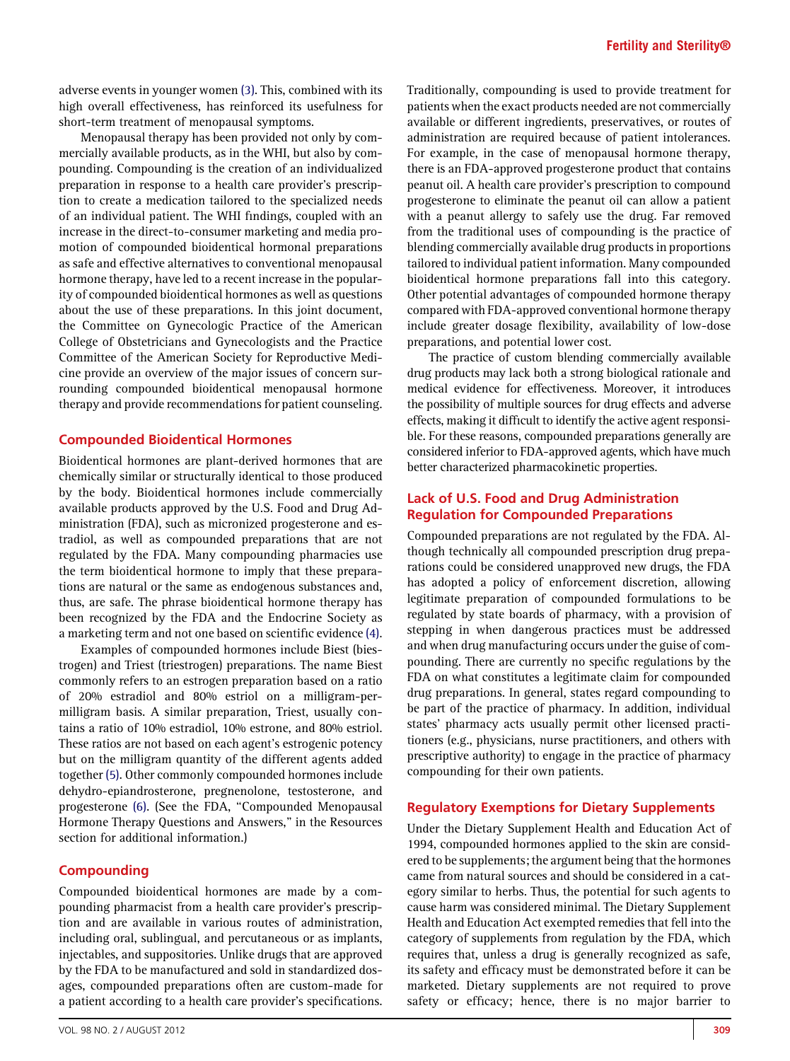adverse events in younger women (3). This, combined with its high overall effectiveness, has reinforced its usefulness for short-term treatment of menopausal symptoms.

Menopausal therapy has been provided not only by commercially available products, as in the WHI, but also by compounding. Compounding is the creation of an individualized preparation in response to a health care provider's prescription to create a medication tailored to the specialized needs of an individual patient. The WHI findings, coupled with an increase in the direct-to-consumer marketing and media promotion of compounded bioidentical hormonal preparations as safe and effective alternatives to conventional menopausal hormone therapy, have led to a recent increase in the popularity of compounded bioidentical hormones as well as questions about the use of these preparations. In this joint document, the Committee on Gynecologic Practice of the American College of Obstetricians and Gynecologists and the Practice Committee of the American Society for Reproductive Medicine provide an overview of the major issues of concern surrounding compounded bioidentical menopausal hormone therapy and provide recommendations for patient counseling.

## Compounded Bioidentical Hormones

Bioidentical hormones are plant-derived hormones that are chemically similar or structurally identical to those produced by the body. Bioidentical hormones include commercially available products approved by the U.S. Food and Drug Administration (FDA), such as micronized progesterone and estradiol, as well as compounded preparations that are not regulated by the FDA. Many compounding pharmacies use the term bioidentical hormone to imply that these preparations are natural or the same as endogenous substances and, thus, are safe. The phrase bioidentical hormone therapy has been recognized by the FDA and the Endocrine Society as a marketing term and not one based on scientific evidence (4).

Examples of compounded hormones include Biest (biestrogen) and Triest (triestrogen) preparations. The name Biest commonly refers to an estrogen preparation based on a ratio of 20% estradiol and 80% estriol on a milligram-per-milligram basis. A similar preparation, Triest, usually contains a ratio of 10% estradiol, 10% estrone, and 80% estriol. These ratios are not based on each agent's estrogenic potency but on the milligram quantity of the different agents added together (5). Other commonly compounded hormones include dehydro-epiandrosterone, pregnenolone, testosterone, and progesterone (6). (See the FDA, "Compounded Menopausal Hormone Therapy Questions and Answers," in the Resources section for additional information.)

## Compounding

Compounded bioidentical hormones are made by a compounding pharmacist from a health care provider's prescription and are available in various routes of administration, including oral, sublingual, and percutaneous or as implants, injectables, and suppositories. Unlike drugs that are approved by the FDA to be manufactured and sold in standardized dosages, compounded preparations often are custom-made for a patient according to a health care provider's specifications. Traditionally, compounding is used to provide treatment for patients when the exact products needed are not commercially available or different ingredients, preservatives, or routes of administration are required because of patient intolerances. For example, in the case of menopausal hormone therapy, there is an FDA-approved progesterone product that contains peanut oil. A health care provider's prescription to compound progesterone to eliminate the peanut oil can allow a patient with a peanut allergy to safely use the drug. Far removed from the traditional uses of compounding is the practice of blending commercially available drug products in proportions tailored to individual patient information. Many compounded bioidentical hormone preparations fall into this category. Other potential advantages of compounded hormone therapy compared with FDA-approved conventional hormone therapy include greater dosage flexibility, availability of low-dose preparations, and potential lower cost.

The practice of custom blending commercially available drug products may lack both a strong biological rationale and medical evidence for effectiveness. Moreover, it introduces the possibility of multiple sources for drug effects and adverse effects, making it difficult to identify the active agent responsible. For these reasons, compounded preparations generally are considered inferior to FDA-approved agents, which have much better characterized pharmacokinetic properties.

## Lack of U.S. Food and Drug Administration Regulation for Compounded Preparations

Compounded preparations are not regulated by the FDA. Although technically all compounded prescription drug preparations could be considered unapproved new drugs, the FDA has adopted a policy of enforcement discretion, allowing legitimate preparation of compounded formulations to be regulated by state boards of pharmacy, with a provision of stepping in when dangerous practices must be addressed and when drug manufacturing occurs under the guise of compounding. There are currently no specific regulations by the FDA on what constitutes a legitimate claim for compounded drug preparations. In general, states regard compounding to be part of the practice of pharmacy. In addition, individual states' pharmacy acts usually permit other licensed practitioners (e.g., physicians, nurse practitioners, and others with prescriptive authority) to engage in the practice of pharmacy compounding for their own patients.

## Regulatory Exemptions for Dietary Supplements

Under the Dietary Supplement Health and Education Act of 1994, compounded hormones applied to the skin are considered to be supplements; the argument being that the hormones came from natural sources and should be considered in a category similar to herbs. Thus, the potential for such agents to cause harm was considered minimal. The Dietary Supplement Health and Education Act exempted remedies that fell into the category of supplements from regulation by the FDA, which requires that, unless a drug is generally recognized as safe, its safety and efficacy must be demonstrated before it can be marketed. Dietary supplements are not required to prove safety or efficacy; hence, there is no major barrier to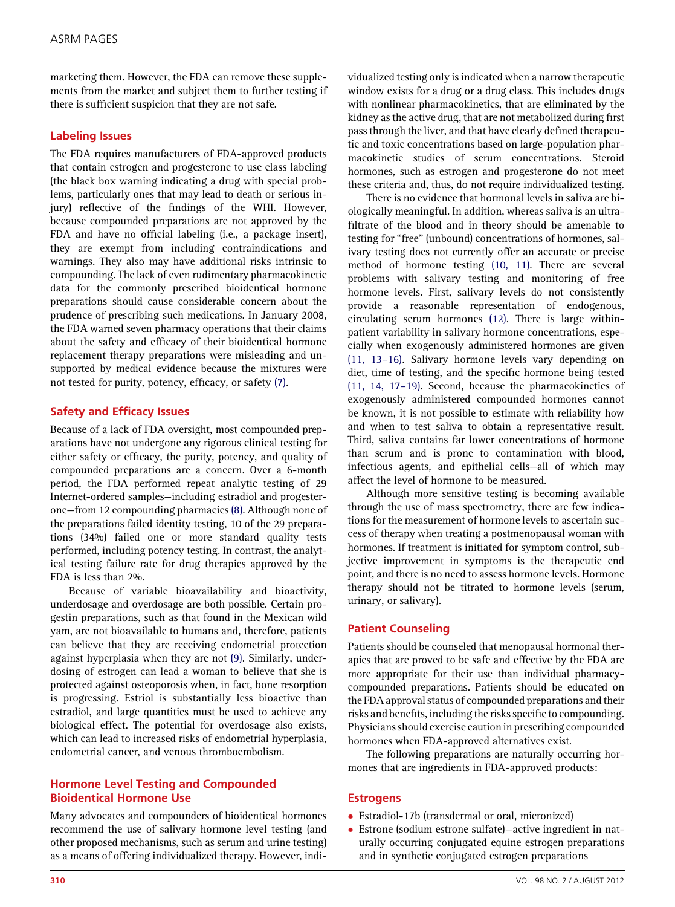marketing them. However, the FDA can remove these supplements from the market and subject them to further testing if there is sufficient suspicion that they are not safe.

## Labeling Issues

The FDA requires manufacturers of FDA-approved products that contain estrogen and progesterone to use class labeling (the black box warning indicating a drug with special problems, particularly ones that may lead to death or serious injury) reflective of the findings of the WHI. However, because compounded preparations are not approved by the FDA and have no official labeling (i.e., a package insert), they are exempt from including contraindications and warnings. They also may have additional risks intrinsic to compounding. The lack of even rudimentary pharmacokinetic data for the commonly prescribed bioidentical hormone preparations should cause considerable concern about the prudence of prescribing such medications. In January 2008, the FDA warned seven pharmacy operations that their claims about the safety and efficacy of their bioidentical hormone replacement therapy preparations were misleading and unsupported by medical evidence because the mixtures were not tested for purity, potency, efficacy, or safety (7).

## Safety and Efficacy Issues

Because of a lack of FDA oversight, most compounded preparations have not undergone any rigorous clinical testing for either safety or efficacy, the purity, potency, and quality of compounded preparations are a concern. Over a 6-month period, the FDA performed repeat analytic testing of 29 Internet-ordered samples—including estradiol and progesterone—from 12 compounding pharmacies (8). Although none of the preparations failed identity testing, 10 of the 29 preparations (34%) failed one or more standard quality tests performed, including potency testing. In contrast, the analytical testing failure rate for drug therapies approved by the FDA is less than 2%.

Because of variable bioavailability and bioactivity, underdosage and overdosage are both possible. Certain progestin preparations, such as that found in the Mexican wild yam, are not bioavailable to humans and, therefore, patients can believe that they are receiving endometrial protection against hyperplasia when they are not (9). Similarly, underdosing of estrogen can lead a woman to believe that she is protected against osteoporosis when, in fact, bone resorption is progressing. Estriol is substantially less bioactive than estradiol, and large quantities must be used to achieve any biological effect. The potential for overdosage also exists, which can lead to increased risks of endometrial hyperplasia, endometrial cancer, and venous thromboembolism.

## Hormone Level Testing and Compounded Bioidentical Hormone Use

Many advocates and compounders of bioidentical hormones recommend the use of salivary hormone level testing (and other proposed mechanisms, such as serum and urine testing) as a means of offering individualized therapy. However, individualized testing only is indicated when a narrow therapeutic window exists for a drug or a drug class. This includes drugs with nonlinear pharmacokinetics, that are eliminated by the kidney as the active drug, that are not metabolized during first pass through the liver, and that have clearly defined therapeutic and toxic concentrations based on large-population pharmacokinetic studies of serum concentrations. Steroid hormones, such as estrogen and progesterone do not meet these criteria and, thus, do not require individualized testing.

There is no evidence that hormonal levels in saliva are biologically meaningful. In addition, whereas saliva is an ultrafiltrate of the blood and in theory should be amenable to testing for "free" (unbound) concentrations of hormones, salivary testing does not currently offer an accurate or precise method of hormone testing (10, 11). There are several problems with salivary testing and monitoring of free hormone levels. First, salivary levels do not consistently provide a reasonable representation of endogenous, circulating serum hormones (12). There is large within-patient variability in salivary hormone concentrations, especially when exogenously administered hormones are given (11, 13–16). Salivary hormone levels vary depending on diet, time of testing, and the specific hormone being tested (11, 14, 17–19). Second, because the pharmacokinetics of exogenously administered compounded hormones cannot be known, it is not possible to estimate with reliability how and when to test saliva to obtain a representative result. Third, saliva contains far lower concentrations of hormone than serum and is prone to contamination with blood, infectious agents, and epithelial cells—all of which may affect the level of hormone to be measured.

Although more sensitive testing is becoming available through the use of mass spectrometry, there are few indications for the measurement of hormone levels to ascertain success of therapy when treating a postmenopausal woman with hormones. If treatment is initiated for symptom control, subjective improvement in symptoms is the therapeutic end point, and there is no need to assess hormone levels. Hormone therapy should not be titrated to hormone levels (serum, urinary, or salivary).

## Patient Counseling

Patients should be counseled that menopausal hormonal therapies that are proved to be safe and effective by the FDA are more appropriate for their use than individual pharmacy-compounded preparations. Patients should be educated on the FDA approval status of compounded preparations and their risks and benefits, including the risks specific to compounding. Physicians should exercise caution in prescribing compounded hormones when FDA-approved alternatives exist.

The following preparations are naturally occurring hormones that are ingredients in FDA-approved products:

## Estrogens

- Estradiol-17b (transdermal or oral, micronized)
- Estrone (sodium estrone sulfate)—active ingredient in naturally occurring conjugated equine estrogen preparations and in synthetic conjugated estrogen preparations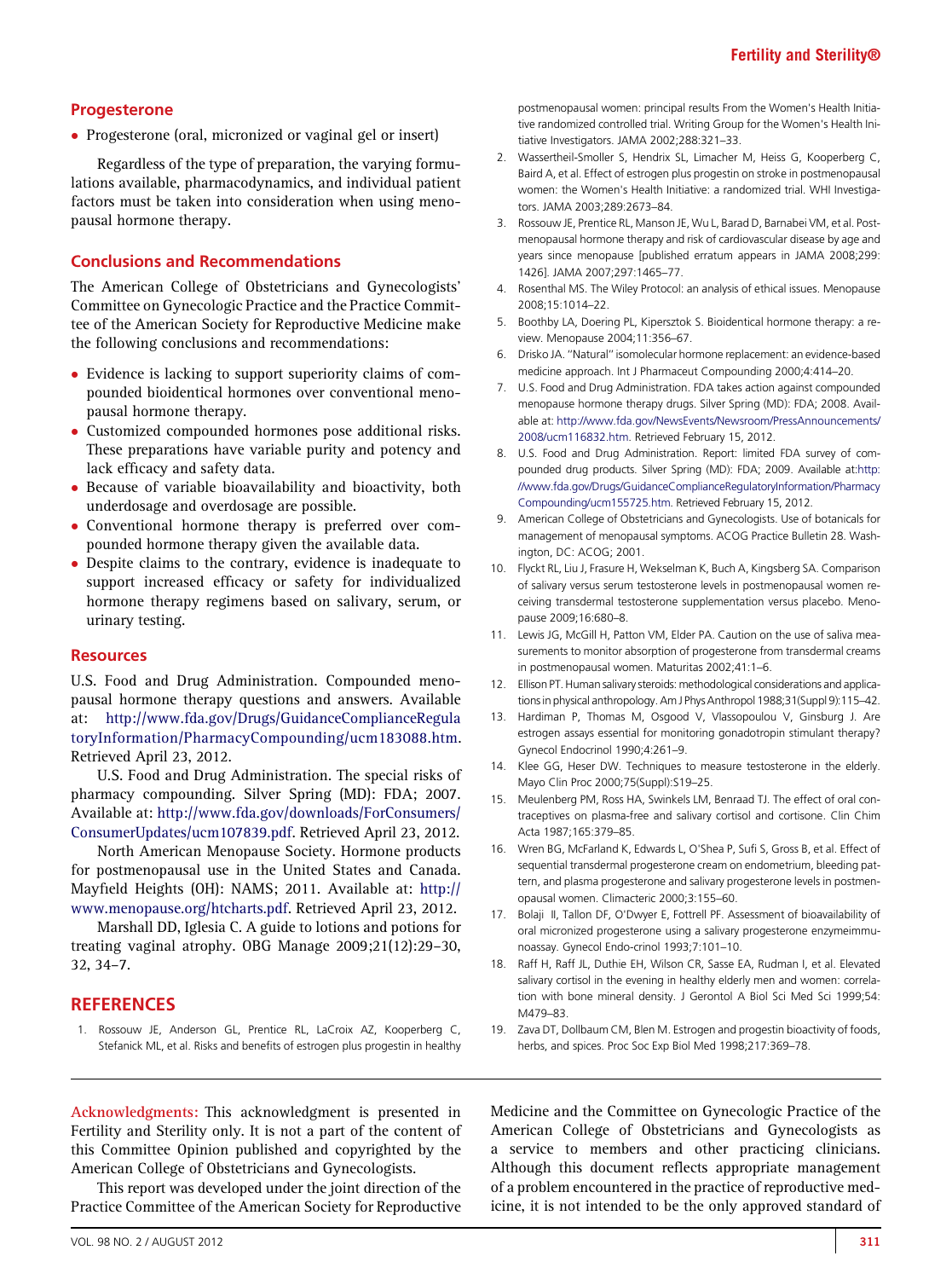## Progesterone

- Progesterone (oral, micronized or vaginal gel or insert)

Regardless of the type of preparation, the varying formulations available, pharmacodynamics, and individual patient factors must be taken into consideration when using menopausal hormone therapy.

## Conclusions and Recommendations

The American College of Obstetricians and Gynecologists' Committee on Gynecologic Practice and the Practice Committee of the American Society for Reproductive Medicine make the following conclusions and recommendations:

- Evidence is lacking to support superiority claims of compounded bioidentical hormones over conventional menopausal hormone therapy.
- Customized compounded hormones pose additional risks. These preparations have variable purity and potency and lack efficacy and safety data.
- Because of variable bioavailability and bioactivity, both underdosage and overdosage are possible.
- Conventional hormone therapy is preferred over compounded hormone therapy given the available data.
- Despite claims to the contrary, evidence is inadequate to support increased efficacy or safety for individualized hormone therapy regimens based on salivary, serum, or urinary testing.

## Resources

U.S. Food and Drug Administration. Compounded menopausal hormone therapy questions and answers. Available at: http://www.fda.gov/Drugs/GuidanceComplianceRegulatoryInformation/PharmacyCompounding/ucm183088.htm. Retrieved April 23, 2012.

U.S. Food and Drug Administration. The special risks of pharmacy compounding. Silver Spring (MD): FDA; 2007. Available at: http://www.fda.gov/downloads/ForConsumers/ConsumerUpdates/ucm107839.pdf. Retrieved April 23, 2012.

North American Menopause Society. Hormone products for postmenopausal use in the United States and Canada. Mayfield Heights (OH): NAMS; 2011. Available at: http://www.menopause.org/htcharts.pdf. Retrieved April 23, 2012.

Marshall DD, Iglesia C. A guide to lotions and potions for treating vaginal atrophy. OBG Manage 2009;21(12):29–30, 32, 34–7.

## REFERENCES

1. Rossouw JE, Anderson GL, Prentice RL, LaCroix AZ, Kooperberg C, Stefanick ML, et al. Risks and benefits of estrogen plus progestin in healthy postmenopausal women: principal results From the Women's Health Initiative randomized controlled trial. Writing Group for the Women's Health Initiative Investigators. JAMA 2002;288:321–33.
2. Wassertheil-Smoller S, Hendrix SL, Limacher M, Heiss G, Kooperberg C, Baird A, et al. Effect of estrogen plus progestin on stroke in postmenopausal women: the Women's Health Initiative: a randomized trial. WHI Investigators. JAMA 2003;289:2673–84.
3. Rossouw JE, Prentice RL, Manson JE, Wu L, Barad D, Barnabei VM, et al. Postmenopausal hormone therapy and risk of cardiovascular disease by age and years since menopause [published erratum appears in JAMA 2008;299: 1426]. JAMA 2007;297:1465–77.
4. Rosenthal MS. The Wiley Protocol: an analysis of ethical issues. Menopause 2008;15:1014–22.
5. Boothby LA, Doering PL, Kipersztok S. Bioidentical hormone therapy: a review. Menopause 2004;11:356–67.
6. Drisko JA. "Natural" isomolecular hormone replacement: an evidence-based medicine approach. Int J Pharmaceut Compounding 2000;4:414–20.
7. U.S. Food and Drug Administration. FDA takes action against compounded menopause hormone therapy drugs. Silver Spring (MD): FDA; 2008. Available at: http://www.fda.gov/NewsEvents/Newsroom/PressAnnouncements/2008/ucm116832.htm. Retrieved February 15, 2012.
8. U.S. Food and Drug Administration. Report: limited FDA survey of compounded drug products. Silver Spring (MD): FDA; 2009. Available at:http://www.fda.gov/Drugs/GuidanceComplianceRegulatoryInformation/PharmacyCompounding/ucm155725.htm. Retrieved February 15, 2012.
9. American College of Obstetricians and Gynecologists. Use of botanicals for management of menopausal symptoms. ACOG Practice Bulletin 28. Washington, DC: ACOG; 2001.
10. Flyckt RL, Liu J, Frasure H, Wekselman K, Buch A, Kingsberg SA. Comparison of salivary versus serum testosterone levels in postmenopausal women receiving transdermal testosterone supplementation versus placebo. Menopause 2009;16:680–8.
11. Lewis JG, McGill H, Patton VM, Elder PA. Caution on the use of saliva measurements to monitor absorption of progesterone from transdermal creams in postmenopausal women. Maturitas 2002;41:1–6.
12. Ellison PT. Human salivary steroids: methodological considerations and applications in physical anthropology. Am J Phys Anthropol 1988;31(Suppl 9):115–42.
13. Hardiman P, Thomas M, Osgood V, Vlassopoulou V, Ginsburg J. Are estrogen assays essential for monitoring gonadotropin stimulant therapy? Gynecol Endocrinol 1990;4:261–9.
14. Klee GG, Heser DW. Techniques to measure testosterone in the elderly. Mayo Clin Proc 2000;75(Suppl):S19–25.
15. Meulenberg PM, Ross HA, Swinkels LM, Benraad TJ. The effect of oral contraceptives on plasma-free and salivary cortisol and cortisone. Clin Chim Acta 1987;165:379–85.
16. Wren BG, McFarland K, Edwards L, O'Shea P, Sufi S, Gross B, et al. Effect of sequential transdermal progesterone cream on endometrium, bleeding pattern, and plasma progesterone and salivary progesterone levels in postmenopausal women. Climacteric 2000;3:155–60.
17. Bolaji II, Tallon DF, O'Dwyer E, Fottrell PF. Assessment of bioavailability of oral micronized progesterone using a salivary progesterone enzymeimmunoassay. Gynecol Endo-crinol 1993;7:101–10.
18. Raff H, Raff JL, Duthie EH, Wilson CR, Sasse EA, Rudman I, et al. Elevated salivary cortisol in the evening in healthy elderly men and women: correlation with bone mineral density. J Gerontol A Biol Sci Med Sci 1999;54: M479–83.
19. Zava DT, Dollbaum CM, Blen M. Estrogen and progestin bioactivity of foods, herbs, and spices. Proc Soc Exp Biol Med 1998;217:369–78.

**Acknowledgments:** This acknowledgment is presented in Fertility and Sterility only. It is not a part of the content of this Committee Opinion published and copyrighted by the American College of Obstetricians and Gynecologists.

This report was developed under the joint direction of the Practice Committee of the American Society for Reproductive Medicine and the Committee on Gynecologic Practice of the American College of Obstetricians and Gynecologists as a service to members and other practicing clinicians. Although this document reflects appropriate management of a problem encountered in the practice of reproductive medicine, it is not intended to be the only approved standard of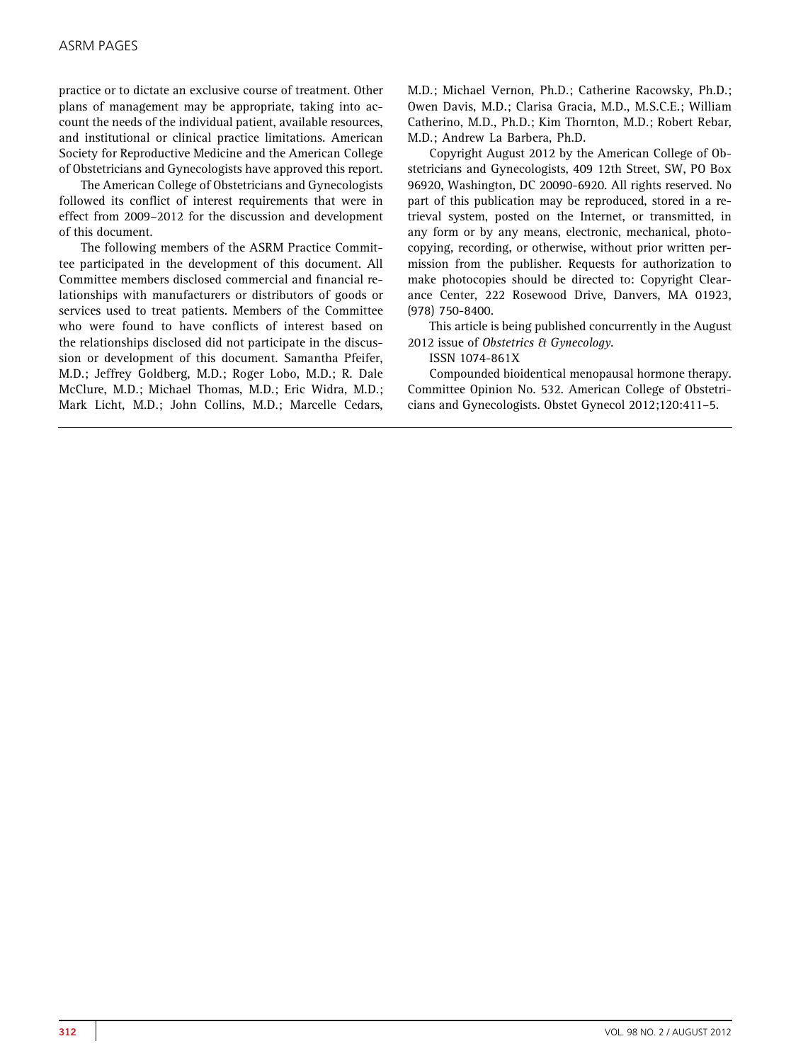practice or to dictate an exclusive course of treatment. Other plans of management may be appropriate, taking into account the needs of the individual patient, available resources, and institutional or clinical practice limitations. American Society for Reproductive Medicine and the American College of Obstetricians and Gynecologists have approved this report.

The American College of Obstetricians and Gynecologists followed its conflict of interest requirements that were in effect from 2009–2012 for the discussion and development of this document.

The following members of the ASRM Practice Committee participated in the development of this document. All Committee members disclosed commercial and financial relationships with manufacturers or distributors of goods or services used to treat patients. Members of the Committee who were found to have conflicts of interest based on the relationships disclosed did not participate in the discussion or development of this document. Samantha Pfeifer, M.D.; Jeffrey Goldberg, M.D.; Roger Lobo, M.D.; R. Dale McClure, M.D.; Michael Thomas, M.D.; Eric Widra, M.D.; Mark Licht, M.D.; John Collins, M.D.; Marcelle Cedars, M.D.; Michael Vernon, Ph.D.; Catherine Racowsky, Ph.D.; Owen Davis, M.D.; Clarisa Gracia, M.D., M.S.C.E.; William Catherino, M.D., Ph.D.; Kim Thornton, M.D.; Robert Rebar, M.D.; Andrew La Barbera, Ph.D.

Copyright August 2012 by the American College of Obstetricians and Gynecologists, 409 12th Street, SW, PO Box 96920, Washington, DC 20090-6920. All rights reserved. No part of this publication may be reproduced, stored in a retrieval system, posted on the Internet, or transmitted, in any form or by any means, electronic, mechanical, photocopying, recording, or otherwise, without prior written permission from the publisher. Requests for authorization to make photocopies should be directed to: Copyright Clearance Center, 222 Rosewood Drive, Danvers, MA 01923, (978) 750-8400.

This article is being published concurrently in the August 2012 issue of *Obstetrics & Gynecology*.

ISSN 1074-861X

Compounded bioidentical menopausal hormone therapy. Committee Opinion No. 532. American College of Obstetricians and Gynecologists. Obstet Gynecol 2012;120:411–5.